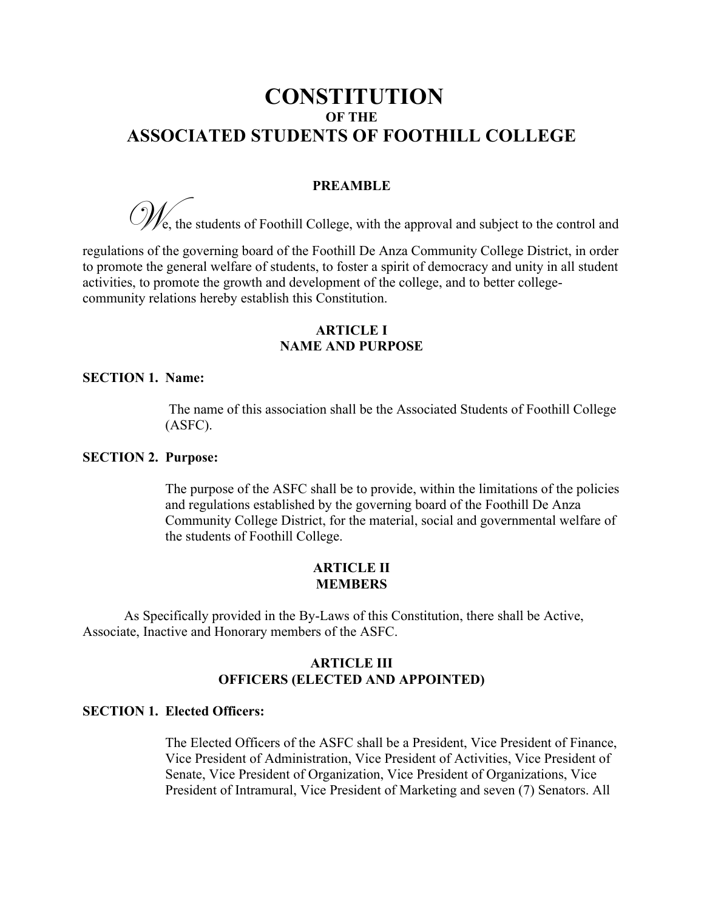# CONSTITUTION
### OF THE
## ASSOCIATED STUDENTS OF FOOTHILL COLLEGE

### PREAMBLE

We, the students of Foothill College, with the approval and subject to the control and regulations of the governing board of the Foothill De Anza Community College District, in order to promote the general welfare of students, to foster a spirit of democracy and unity in all student activities, to promote the growth and development of the college, and to better college-community relations hereby establish this Constitution.

### ARTICLE I
### NAME AND PURPOSE

**SECTION 1. Name:**

The name of this association shall be the Associated Students of Foothill College (ASFC).

**SECTION 2. Purpose:**

The purpose of the ASFC shall be to provide, within the limitations of the policies and regulations established by the governing board of the Foothill De Anza Community College District, for the material, social and governmental welfare of the students of Foothill College.

### ARTICLE II
### MEMBERS

As Specifically provided in the By-Laws of this Constitution, there shall be Active, Associate, Inactive and Honorary members of the ASFC.

### ARTICLE III
### OFFICERS (ELECTED AND APPOINTED)

**SECTION 1. Elected Officers:**

The Elected Officers of the ASFC shall be a President, Vice President of Finance, Vice President of Administration, Vice President of Activities, Vice President of Senate, Vice President of Organization, Vice President of Organizations, Vice President of Intramural, Vice President of Marketing and seven (7) Senators. All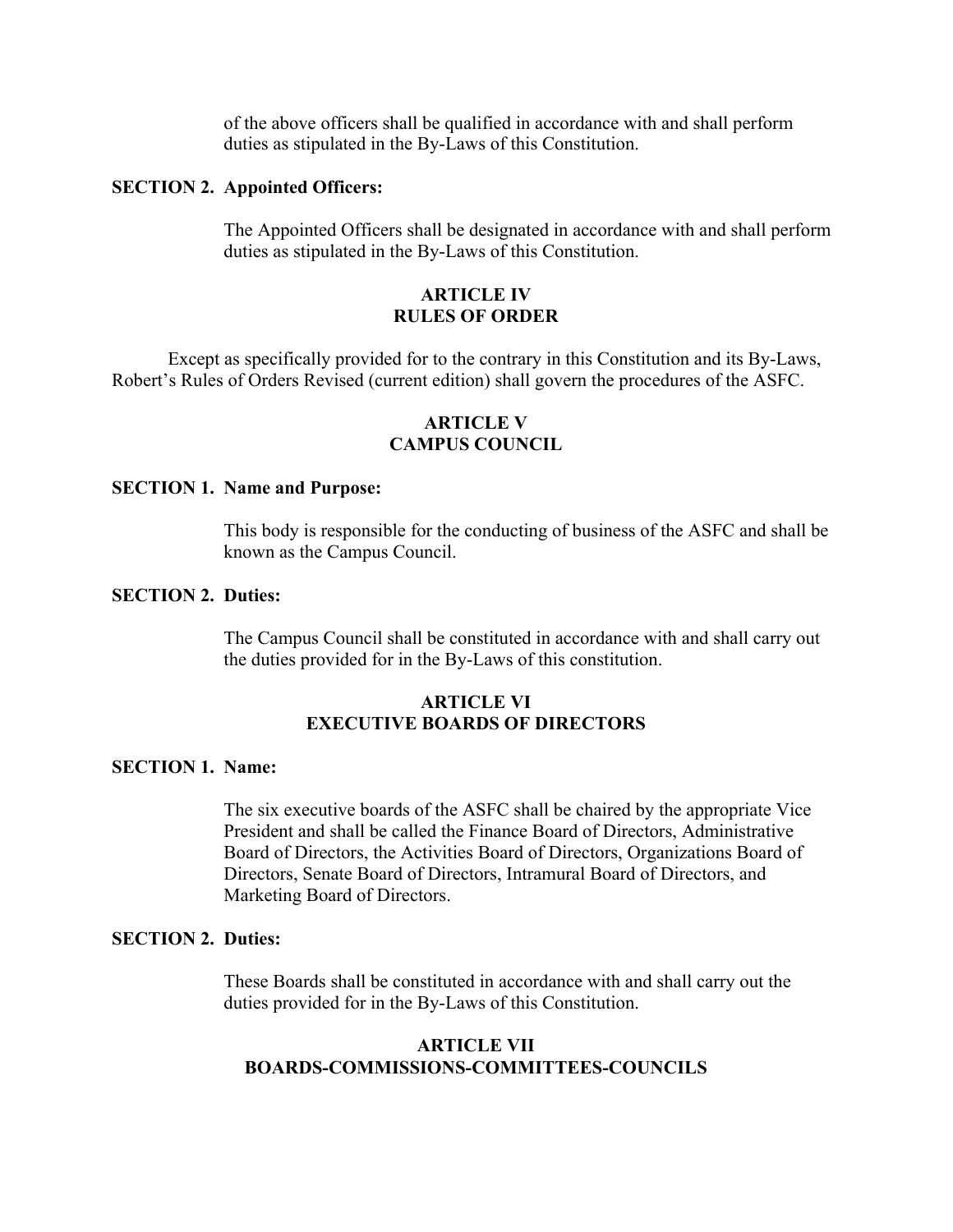of the above officers shall be qualified in accordance with and shall perform duties as stipulated in the By-Laws of this Constitution.

**SECTION 2. Appointed Officers:**

The Appointed Officers shall be designated in accordance with and shall perform duties as stipulated in the By-Laws of this Constitution.

## ARTICLE IV
## RULES OF ORDER

Except as specifically provided for to the contrary in this Constitution and its By-Laws, Robert's Rules of Orders Revised (current edition) shall govern the procedures of the ASFC.

## ARTICLE V
## CAMPUS COUNCIL

**SECTION 1. Name and Purpose:**

This body is responsible for the conducting of business of the ASFC and shall be known as the Campus Council.

**SECTION 2. Duties:**

The Campus Council shall be constituted in accordance with and shall carry out the duties provided for in the By-Laws of this constitution.

## ARTICLE VI
## EXECUTIVE BOARDS OF DIRECTORS

**SECTION 1. Name:**

The six executive boards of the ASFC shall be chaired by the appropriate Vice President and shall be called the Finance Board of Directors, Administrative Board of Directors, the Activities Board of Directors, Organizations Board of Directors, Senate Board of Directors, Intramural Board of Directors, and Marketing Board of Directors.

**SECTION 2. Duties:**

These Boards shall be constituted in accordance with and shall carry out the duties provided for in the By-Laws of this Constitution.

## ARTICLE VII
## BOARDS-COMMISSIONS-COMMITTEES-COUNCILS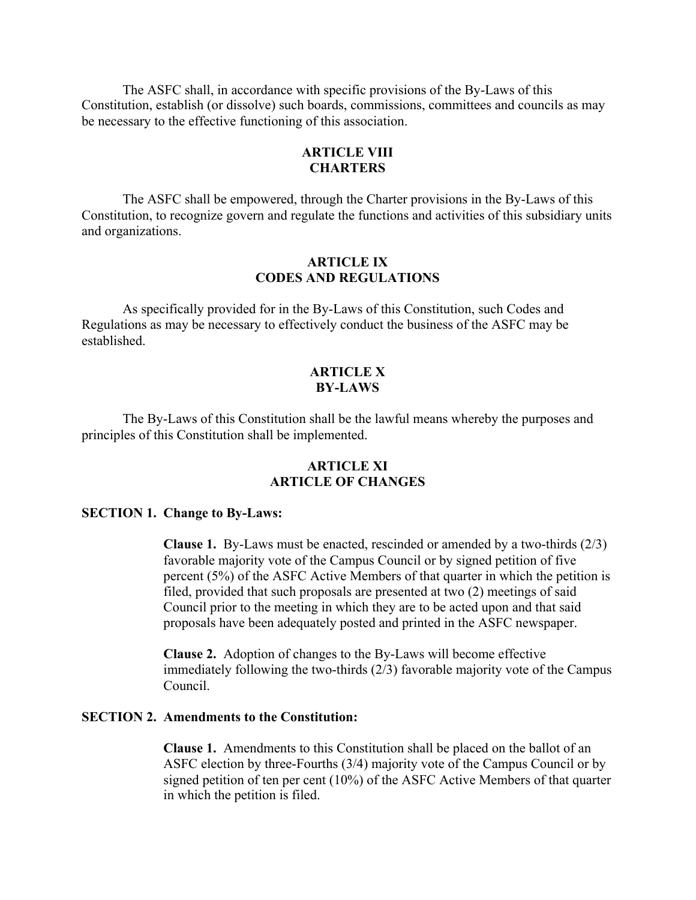The ASFC shall, in accordance with specific provisions of the By-Laws of this Constitution, establish (or dissolve) such boards, commissions, committees and councils as may be necessary to the effective functioning of this association.

## ARTICLE VIII
## CHARTERS

The ASFC shall be empowered, through the Charter provisions in the By-Laws of this Constitution, to recognize govern and regulate the functions and activities of this subsidiary units and organizations.

## ARTICLE IX
## CODES AND REGULATIONS

As specifically provided for in the By-Laws of this Constitution, such Codes and Regulations as may be necessary to effectively conduct the business of the ASFC may be established.

## ARTICLE X
## BY-LAWS

The By-Laws of this Constitution shall be the lawful means whereby the purposes and principles of this Constitution shall be implemented.

## ARTICLE XI
## ARTICLE OF CHANGES

### SECTION 1. Change to By-Laws:

**Clause 1.** By-Laws must be enacted, rescinded or amended by a two-thirds (2/3) favorable majority vote of the Campus Council or by signed petition of five percent (5%) of the ASFC Active Members of that quarter in which the petition is filed, provided that such proposals are presented at two (2) meetings of said Council prior to the meeting in which they are to be acted upon and that said proposals have been adequately posted and printed in the ASFC newspaper.

**Clause 2.** Adoption of changes to the By-Laws will become effective immediately following the two-thirds (2/3) favorable majority vote of the Campus Council.

### SECTION 2. Amendments to the Constitution:

**Clause 1.** Amendments to this Constitution shall be placed on the ballot of an ASFC election by three-Fourths (3/4) majority vote of the Campus Council or by signed petition of ten per cent (10%) of the ASFC Active Members of that quarter in which the petition is filed.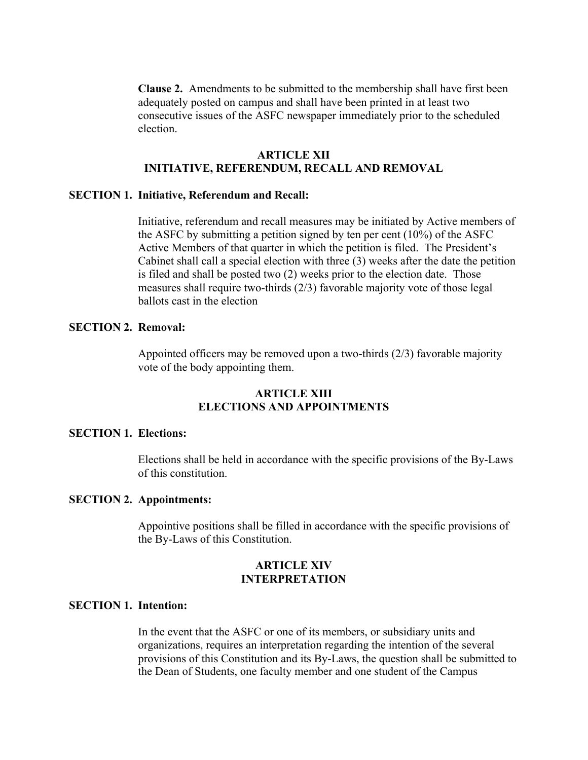**Clause 2.** Amendments to be submitted to the membership shall have first been adequately posted on campus and shall have been printed in at least two consecutive issues of the ASFC newspaper immediately prior to the scheduled election.

## ARTICLE XII
## INITIATIVE, REFERENDUM, RECALL AND REMOVAL

**SECTION 1. Initiative, Referendum and Recall:**

Initiative, referendum and recall measures may be initiated by Active members of the ASFC by submitting a petition signed by ten per cent (10%) of the ASFC Active Members of that quarter in which the petition is filed. The President's Cabinet shall call a special election with three (3) weeks after the date the petition is filed and shall be posted two (2) weeks prior to the election date. Those measures shall require two-thirds (2/3) favorable majority vote of those legal ballots cast in the election

**SECTION 2. Removal:**

Appointed officers may be removed upon a two-thirds (2/3) favorable majority vote of the body appointing them.

## ARTICLE XIII
## ELECTIONS AND APPOINTMENTS

**SECTION 1. Elections:**

Elections shall be held in accordance with the specific provisions of the By-Laws of this constitution.

**SECTION 2. Appointments:**

Appointive positions shall be filled in accordance with the specific provisions of the By-Laws of this Constitution.

## ARTICLE XIV
## INTERPRETATION

**SECTION 1. Intention:**

In the event that the ASFC or one of its members, or subsidiary units and organizations, requires an interpretation regarding the intention of the several provisions of this Constitution and its By-Laws, the question shall be submitted to the Dean of Students, one faculty member and one student of the Campus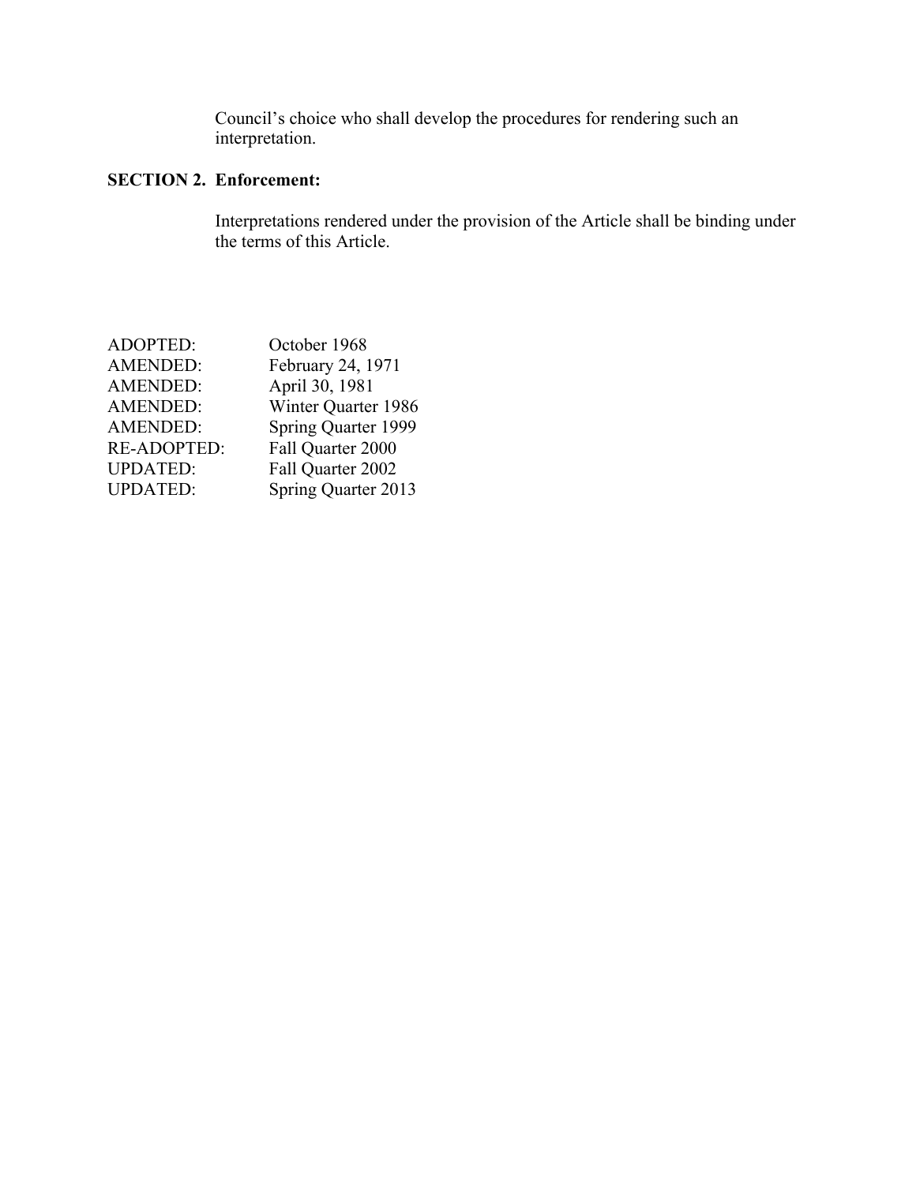Council's choice who shall develop the procedures for rendering such an interpretation.

**SECTION 2. Enforcement:**

Interpretations rendered under the provision of the Article shall be binding under the terms of this Article.

| | |
|---|---|
| ADOPTED: | October 1968 |
| AMENDED: | February 24, 1971 |
| AMENDED: | April 30, 1981 |
| AMENDED: | Winter Quarter 1986 |
| AMENDED: | Spring Quarter 1999 |
| RE-ADOPTED: | Fall Quarter 2000 |
| UPDATED: | Fall Quarter 2002 |
| UPDATED: | Spring Quarter 2013 |